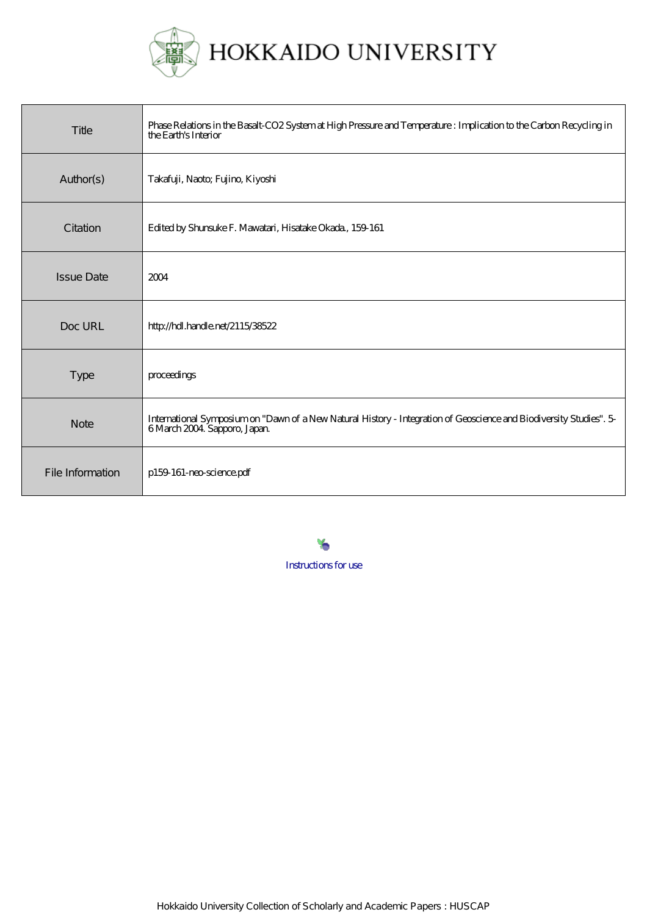# HOKKAIDO UNIVERSITY

| | |
|---|---|
| Title | Phase Relations in the Basalt-CO2 System at High Pressure and Temperature : Implication to the Carbon Recycling in the Earth's Interior |
| Author(s) | Takafuji, Naoto; Fujino, Kiyoshi |
| Citation | Edited by Shunsuke F. Mawatari, Hisatake Okada., 159-161 |
| Issue Date | 2004 |
| Doc URL | http://hdl.handle.net/2115/38522 |
| Type | proceedings |
| Note | International Symposium on "Dawn of a New Natural History - Integration of Geoscience and Biodiversity Studies". 5-6 March 2004. Sapporo, Japan. |
| File Information | p159-161-neo-science.pdf |

Instructions for use

Hokkaido University Collection of Scholarly and Academic Papers : HUSCAP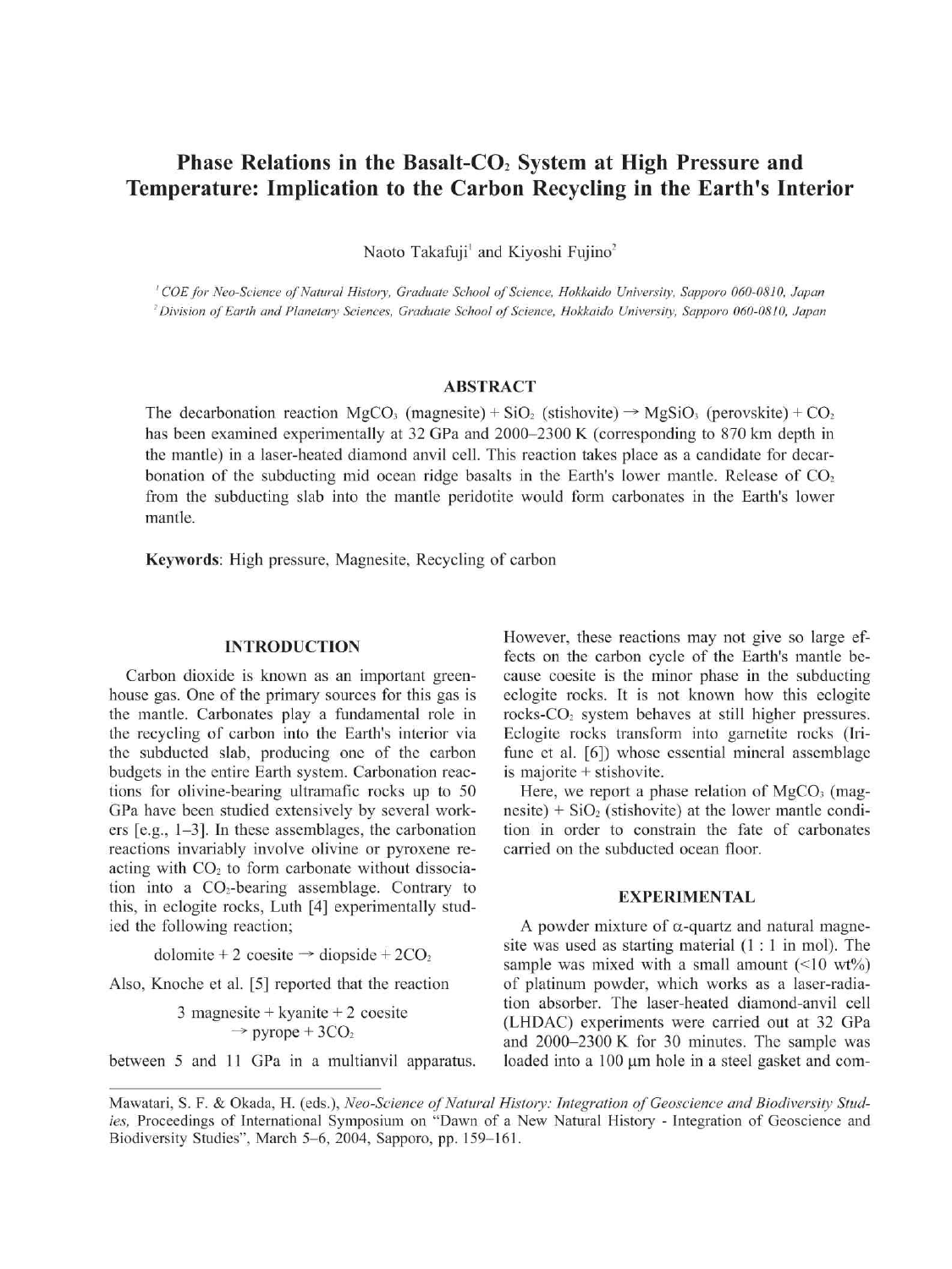# Phase Relations in the Basalt-$CO_2$ System at High Pressure and Temperature: Implication to the Carbon Recycling in the Earth's Interior

Naoto Takafuji[1] and Kiyoshi Fujino[2]

[1] *COE for Neo-Science of Natural History, Graduate School of Science, Hokkaido University, Sapporo 060-0810, Japan*
[2] *Division of Earth and Planetary Sciences, Graduate School of Science, Hokkaido University, Sapporo 060-0810, Japan*

## ABSTRACT

The decarbonation reaction $MgCO_3$ (magnesite) + $SiO_2$ (stishovite) → $MgSiO_3$ (perovskite) + $CO_2$ has been examined experimentally at 32 GPa and 2000–2300 K (corresponding to 870 km depth in the mantle) in a laser-heated diamond anvil cell. This reaction takes place as a candidate for decarbonation of the subducting mid ocean ridge basalts in the Earth's lower mantle. Release of $CO_2$ from the subducting slab into the mantle peridotite would form carbonates in the Earth's lower mantle.

**Keywords**: High pressure, Magnesite, Recycling of carbon

## INTRODUCTION

Carbon dioxide is known as an important greenhouse gas. One of the primary sources for this gas is the mantle. Carbonates play a fundamental role in the recycling of carbon into the Earth's interior via the subducted slab, producing one of the carbon budgets in the entire Earth system. Carbonation reactions for olivine-bearing ultramafic rocks up to 50 GPa have been studied extensively by several workers [e.g., 1–3]. In these assemblages, the carbonation reactions invariably involve olivine or pyroxene reacting with $CO_2$ to form carbonate without dissociation into a $CO_2$-bearing assemblage. Contrary to this, in eclogite rocks, Luth [4] experimentally studied the following reaction;

$$\text{dolomite} + 2\ \text{coesite} \rightarrow \text{diopside} + 2CO_2$$

Also, Knoche et al. [5] reported that the reaction

$$3\ \text{magnesite} + \text{kyanite} + 2\ \text{coesite} \rightarrow \text{pyrope} + 3CO_2$$

between 5 and 11 GPa in a multianvil apparatus. However, these reactions may not give so large effects on the carbon cycle of the Earth's mantle because coesite is the minor phase in the subducting eclogite rocks. It is not known how this eclogite rocks-$CO_2$ system behaves at still higher pressures. Eclogite rocks transform into garnetite rocks (Irifune et al. [6]) whose essential mineral assemblage is majorite + stishovite.

Here, we report a phase relation of $MgCO_3$ (magnesite) + $SiO_2$ (stishovite) at the lower mantle condition in order to constrain the fate of carbonates carried on the subducted ocean floor.

## EXPERIMENTAL

A powder mixture of α-quartz and natural magnesite was used as starting material (1 : 1 in mol). The sample was mixed with a small amount (<10 wt%) of platinum powder, which works as a laser-radiation absorber. The laser-heated diamond-anvil cell (LHDAC) experiments were carried out at 32 GPa and 2000–2300 K for 30 minutes. The sample was loaded into a 100 μm hole in a steel gasket and com-

Mawatari, S. F. & Okada, H. (eds.), *Neo-Science of Natural History: Integration of Geoscience and Biodiversity Studies*, Proceedings of International Symposium on "Dawn of a New Natural History - Integration of Geoscience and Biodiversity Studies", March 5–6, 2004, Sapporo, pp. 159–161.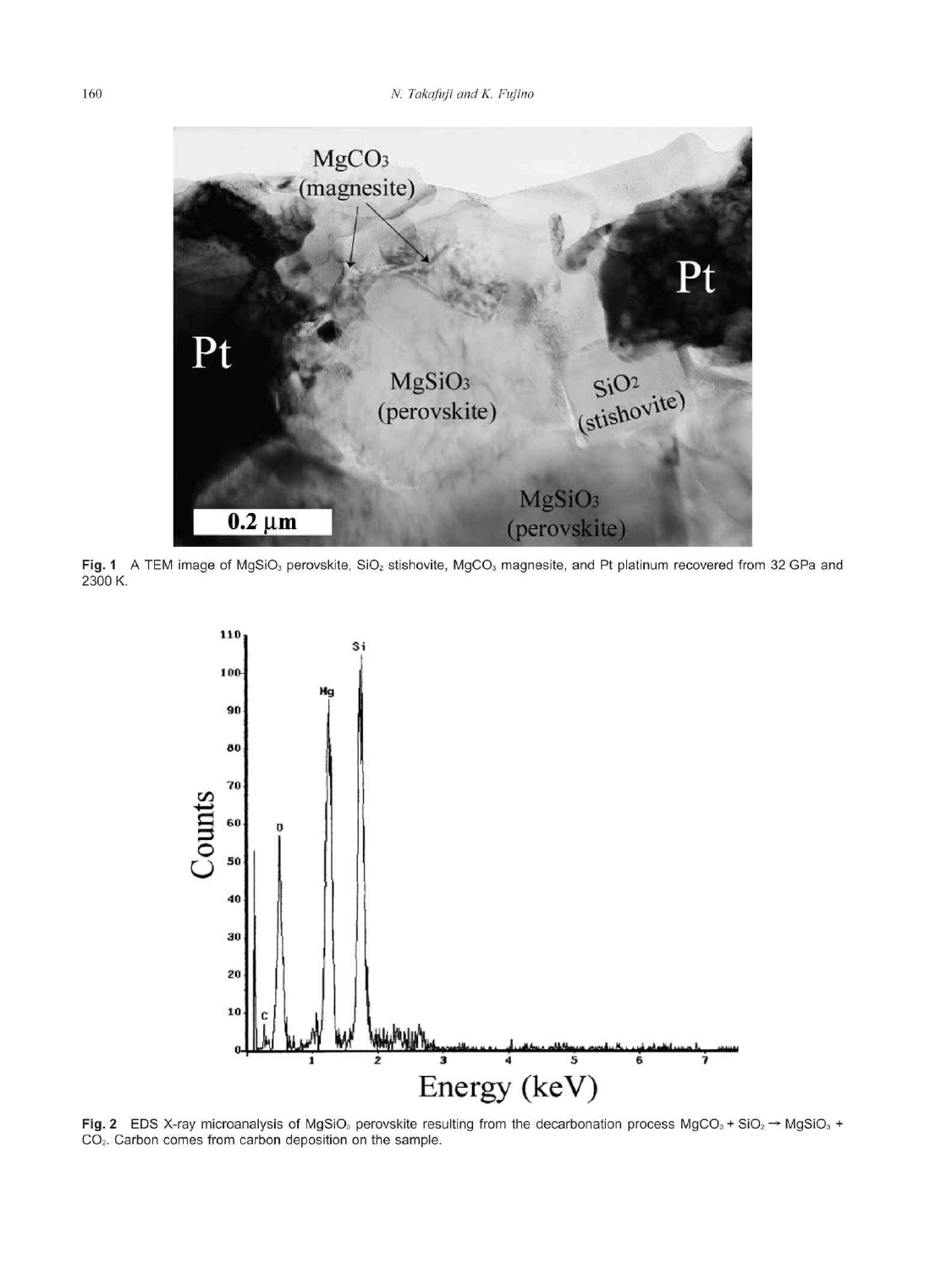Fig. 1 A TEM image of $MgSiO_3$ perovskite, $SiO_2$ stishovite, $MgCO_3$ magnesite, and Pt platinum recovered from 32 GPa and 2300 K.

Fig. 2 EDS X-ray microanalysis of $MgSiO_3$ perovskite resulting from the decarbonation process $MgCO_3 + SiO_2 \rightarrow MgSiO_3 + CO_2$. Carbon comes from carbon deposition on the sample.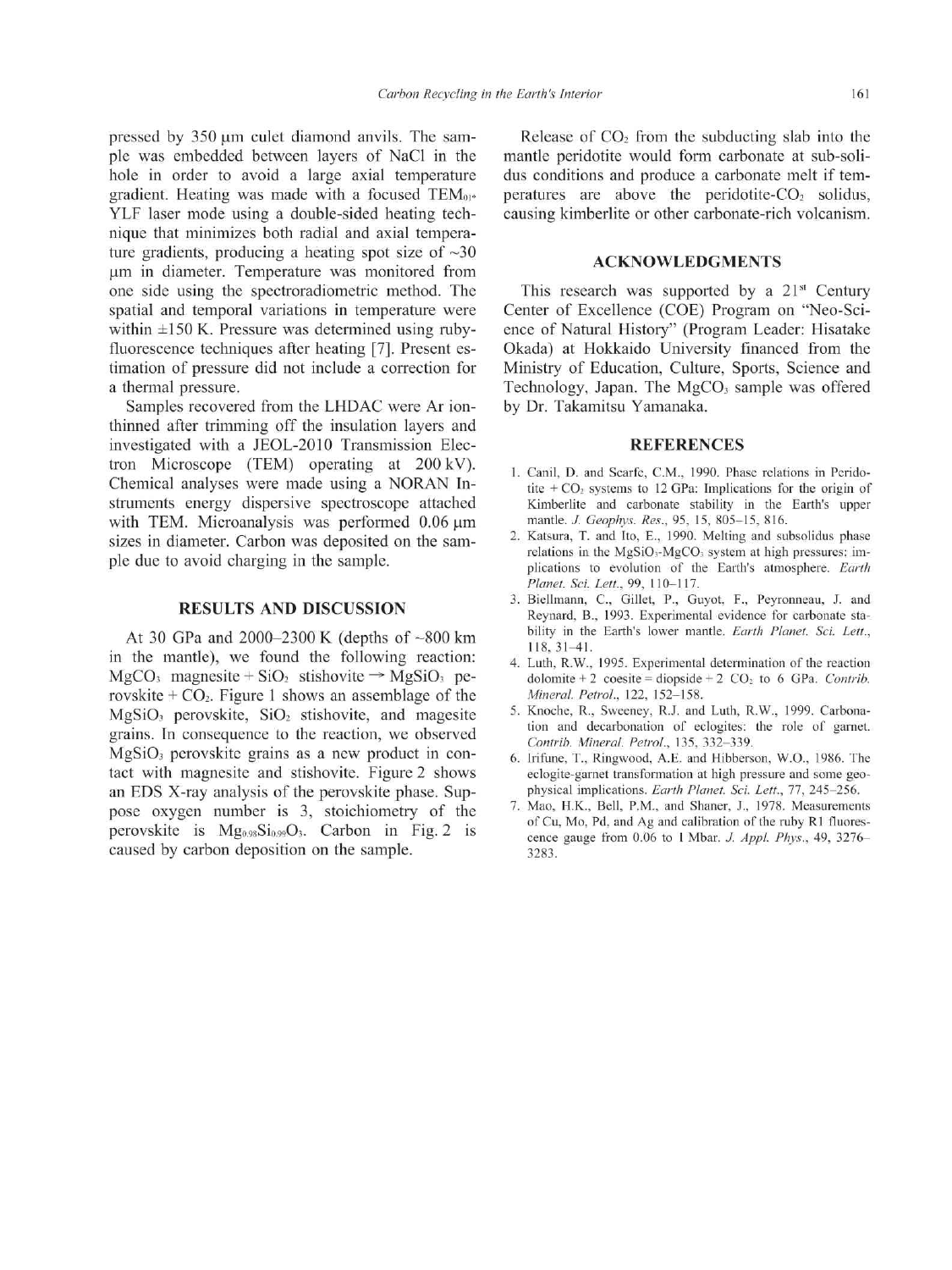pressed by 350 μm culet diamond anvils. The sample was embedded between layers of NaCl in the hole in order to avoid a large axial temperature gradient. Heating was made with a focused $TEM_{01*}$ YLF laser mode using a double-sided heating technique that minimizes both radial and axial temperature gradients, producing a heating spot size of ~30 μm in diameter. Temperature was monitored from one side using the spectroradiometric method. The spatial and temporal variations in temperature were within ±150 K. Pressure was determined using ruby-fluorescence techniques after heating [7]. Present estimation of pressure did not include a correction for a thermal pressure.

Samples recovered from the LHDAC were Ar ion-thinned after trimming off the insulation layers and investigated with a JEOL-2010 Transmission Electron Microscope (TEM) operating at 200 kV). Chemical analyses were made using a NORAN Instruments energy dispersive spectroscope attached with TEM. Microanalysis was performed 0.06 μm sizes in diameter. Carbon was deposited on the sample due to avoid charging in the sample.

## RESULTS AND DISCUSSION

At 30 GPa and 2000–2300 K (depths of ~800 km in the mantle), we found the following reaction: $MgCO_3$ magnesite + $SiO_2$ stishovite → $MgSiO_3$ perovskite + $CO_2$. Figure 1 shows an assemblage of the $MgSiO_3$ perovskite, $SiO_2$ stishovite, and magesite grains. In consequence to the reaction, we observed $MgSiO_3$ perovskite grains as a new product in contact with magnesite and stishovite. Figure 2 shows an EDS X-ray analysis of the perovskite phase. Suppose oxygen number is 3, stoichiometry of the perovskite is $Mg_{0.98}Si_{0.99}O_3$. Carbon in Fig. 2 is caused by carbon deposition on the sample.

Release of $CO_2$ from the subducting slab into the mantle peridotite would form carbonate at sub-solidus conditions and produce a carbonate melt if temperatures are above the peridotite-$CO_2$ solidus, causing kimberlite or other carbonate-rich volcanism.

## ACKNOWLEDGMENTS

This research was supported by a 21st Century Center of Excellence (COE) Program on "Neo-Science of Natural History" (Program Leader: Hisatake Okada) at Hokkaido University financed from the Ministry of Education, Culture, Sports, Science and Technology, Japan. The $MgCO_3$ sample was offered by Dr. Takamitsu Yamanaka.

## REFERENCES

1. Canil, D. and Scarfe, C.M., 1990. Phase relations in Peridotite + $CO_2$ systems to 12 GPa: Implications for the origin of Kimberlite and carbonate stability in the Earth's upper mantle. *J. Geophys. Res.*, 95, 15, 805–15, 816.
2. Katsura, T. and Ito, E., 1990. Melting and subsolidus phase relations in the $MgSiO_3$-$MgCO_3$ system at high pressures: implications to evolution of the Earth's atmosphere. *Earth Planet. Sci. Lett.*, 99, 110–117.
3. Biellmann, C., Gillet, P., Guyot, F., Peyronneau, J. and Reynard, B., 1993. Experimental evidence for carbonate stability in the Earth's lower mantle. *Earth Planet. Sci. Lett.*, 118, 31–41.
4. Luth, R.W., 1995. Experimental determination of the reaction dolomite + 2 coesite = diopside + 2 $CO_2$ to 6 GPa. *Contrib. Mineral. Petrol.*, 122, 152–158.
5. Knoche, R., Sweeney, R.J. and Luth, R.W., 1999. Carbonation and decarbonation of eclogites: the role of garnet. *Contrib. Mineral. Petrol.*, 135, 332–339.
6. Irifune, T., Ringwood, A.E. and Hibberson, W.O., 1986. The eclogite-garnet transformation at high pressure and some geophysical implications. *Earth Planet. Sci. Lett.*, 77, 245–256.
7. Mao, H.K., Bell, P.M., and Shaner, J., 1978. Measurements of Cu, Mo, Pd, and Ag and calibration of the ruby R1 fluorescence gauge from 0.06 to 1 Mbar. *J. Appl. Phys.*, 49, 3276–3283.